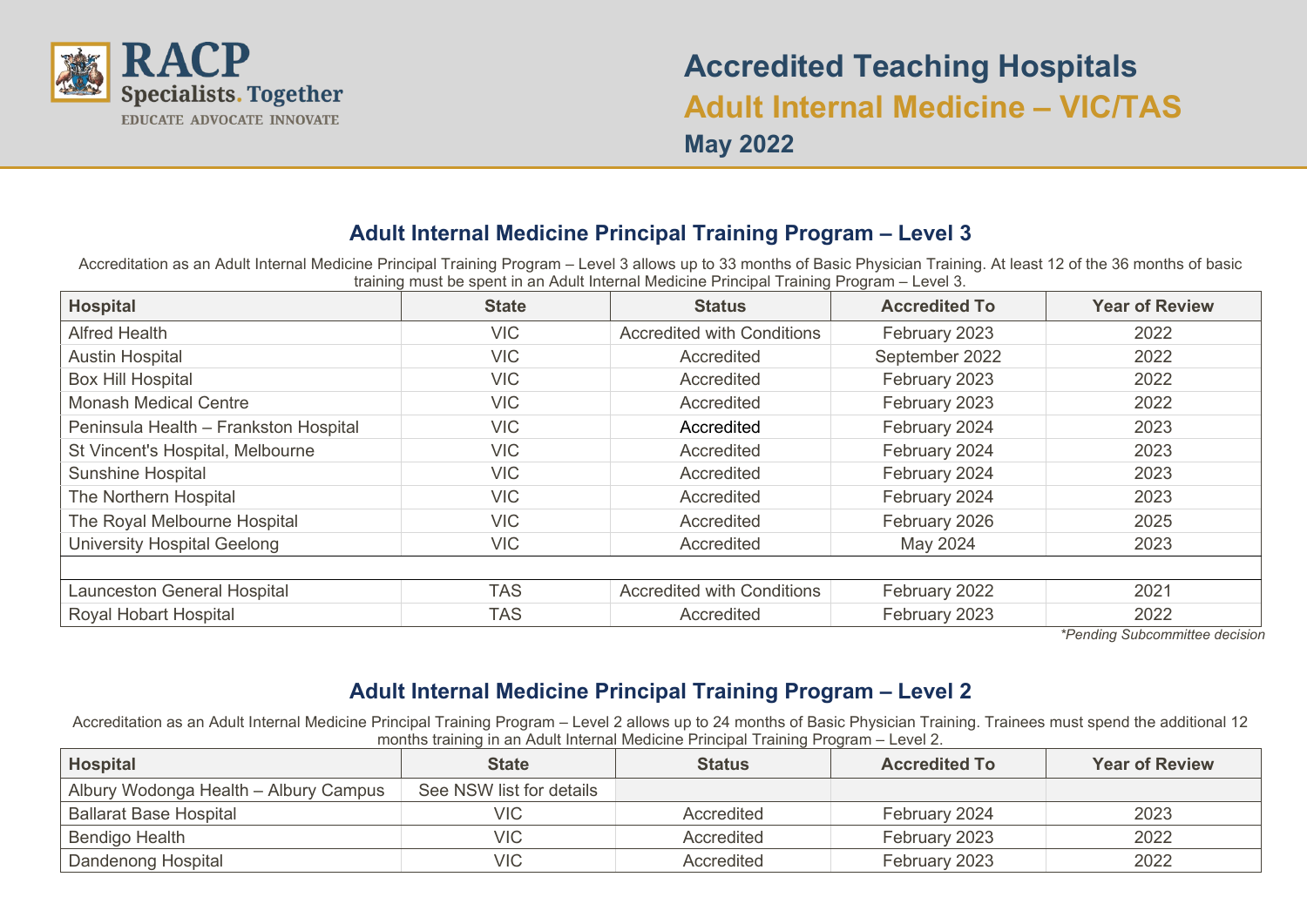RACP
Specialists. Together
EDUCATE ADVOCATE INNOVATE

# Accredited Teaching Hospitals
# Adult Internal Medicine – VIC/TAS
## May 2022

## Adult Internal Medicine Principal Training Program – Level 3

Accreditation as an Adult Internal Medicine Principal Training Program – Level 3 allows up to 33 months of Basic Physician Training. At least 12 of the 36 months of basic training must be spent in an Adult Internal Medicine Principal Training Program – Level 3.

| Hospital | State | Status | Accredited To | Year of Review |
|---|---|---|---|---|
| Alfred Health | VIC | Accredited with Conditions | February 2023 | 2022 |
| Austin Hospital | VIC | Accredited | September 2022 | 2022 |
| Box Hill Hospital | VIC | Accredited | February 2023 | 2022 |
| Monash Medical Centre | VIC | Accredited | February 2023 | 2022 |
| Peninsula Health – Frankston Hospital | VIC | Accredited | February 2024 | 2023 |
| St Vincent's Hospital, Melbourne | VIC | Accredited | February 2024 | 2023 |
| Sunshine Hospital | VIC | Accredited | February 2024 | 2023 |
| The Northern Hospital | VIC | Accredited | February 2024 | 2023 |
| The Royal Melbourne Hospital | VIC | Accredited | February 2026 | 2025 |
| University Hospital Geelong | VIC | Accredited | May 2024 | 2023 |
| | | | | |
| Launceston General Hospital | TAS | Accredited with Conditions | February 2022 | 2021 |
| Royal Hobart Hospital | TAS | Accredited | February 2023 | 2022 |

*Pending Subcommittee decision*

## Adult Internal Medicine Principal Training Program – Level 2

Accreditation as an Adult Internal Medicine Principal Training Program – Level 2 allows up to 24 months of Basic Physician Training. Trainees must spend the additional 12 months training in an Adult Internal Medicine Principal Training Program – Level 2.

| Hospital | State | Status | Accredited To | Year of Review |
|---|---|---|---|---|
| Albury Wodonga Health – Albury Campus | See NSW list for details | | | |
| Ballarat Base Hospital | VIC | Accredited | February 2024 | 2023 |
| Bendigo Health | VIC | Accredited | February 2023 | 2022 |
| Dandenong Hospital | VIC | Accredited | February 2023 | 2022 |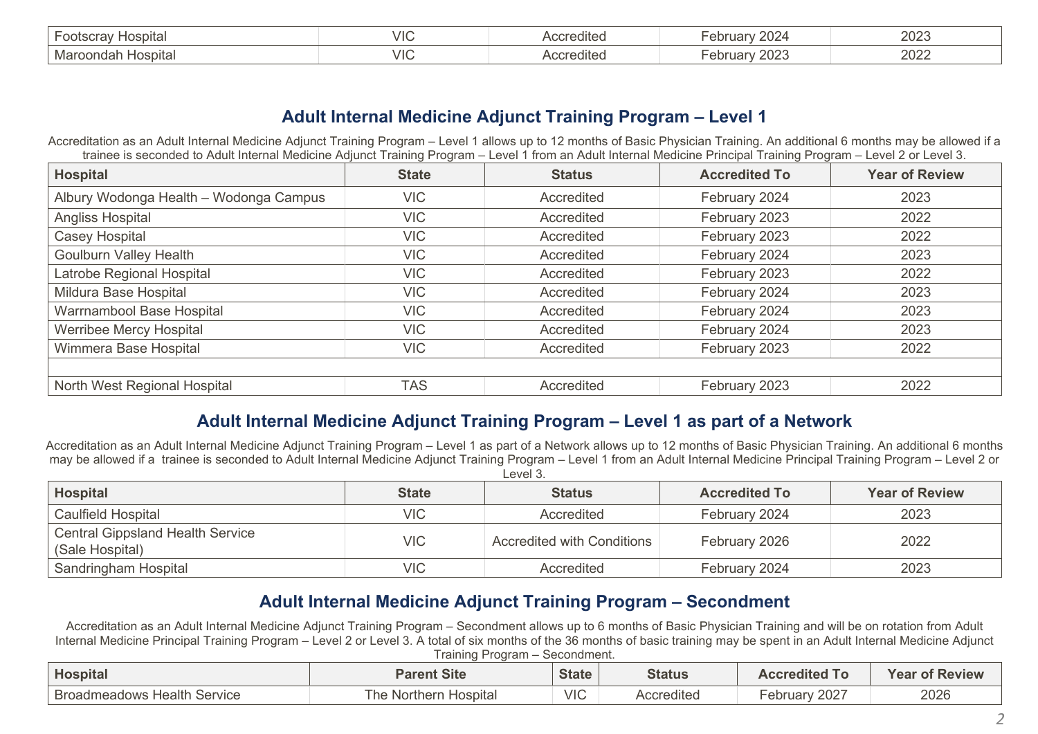| | | | | |
|---|---|---|---|---|
| Footscray Hospital | VIC | Accredited | February 2024 | 2023 |
| Maroondah Hospital | VIC | Accredited | February 2023 | 2022 |

## Adult Internal Medicine Adjunct Training Program – Level 1

Accreditation as an Adult Internal Medicine Adjunct Training Program – Level 1 allows up to 12 months of Basic Physician Training. An additional 6 months may be allowed if a trainee is seconded to Adult Internal Medicine Adjunct Training Program – Level 1 from an Adult Internal Medicine Principal Training Program – Level 2 or Level 3.

| Hospital | State | Status | Accredited To | Year of Review |
|---|---|---|---|---|
| Albury Wodonga Health – Wodonga Campus | VIC | Accredited | February 2024 | 2023 |
| Angliss Hospital | VIC | Accredited | February 2023 | 2022 |
| Casey Hospital | VIC | Accredited | February 2023 | 2022 |
| Goulburn Valley Health | VIC | Accredited | February 2024 | 2023 |
| Latrobe Regional Hospital | VIC | Accredited | February 2023 | 2022 |
| Mildura Base Hospital | VIC | Accredited | February 2024 | 2023 |
| Warrnambool Base Hospital | VIC | Accredited | February 2024 | 2023 |
| Werribee Mercy Hospital | VIC | Accredited | February 2024 | 2023 |
| Wimmera Base Hospital | VIC | Accredited | February 2023 | 2022 |
| | | | | |
| North West Regional Hospital | TAS | Accredited | February 2023 | 2022 |

## Adult Internal Medicine Adjunct Training Program – Level 1 as part of a Network

Accreditation as an Adult Internal Medicine Adjunct Training Program – Level 1 as part of a Network allows up to 12 months of Basic Physician Training. An additional 6 months may be allowed if a trainee is seconded to Adult Internal Medicine Adjunct Training Program – Level 1 from an Adult Internal Medicine Principal Training Program – Level 2 or Level 3.

| Hospital | State | Status | Accredited To | Year of Review |
|---|---|---|---|---|
| Caulfield Hospital | VIC | Accredited | February 2024 | 2023 |
| Central Gippsland Health Service (Sale Hospital) | VIC | Accredited with Conditions | February 2026 | 2022 |
| Sandringham Hospital | VIC | Accredited | February 2024 | 2023 |

## Adult Internal Medicine Adjunct Training Program – Secondment

Accreditation as an Adult Internal Medicine Adjunct Training Program – Secondment allows up to 6 months of Basic Physician Training and will be on rotation from Adult Internal Medicine Principal Training Program – Level 2 or Level 3. A total of six months of the 36 months of basic training may be spent in an Adult Internal Medicine Adjunct Training Program – Secondment.

| Hospital | Parent Site | State | Status | Accredited To | Year of Review |
|---|---|---|---|---|---|
| Broadmeadows Health Service | The Northern Hospital | VIC | Accredited | February 2027 | 2026 |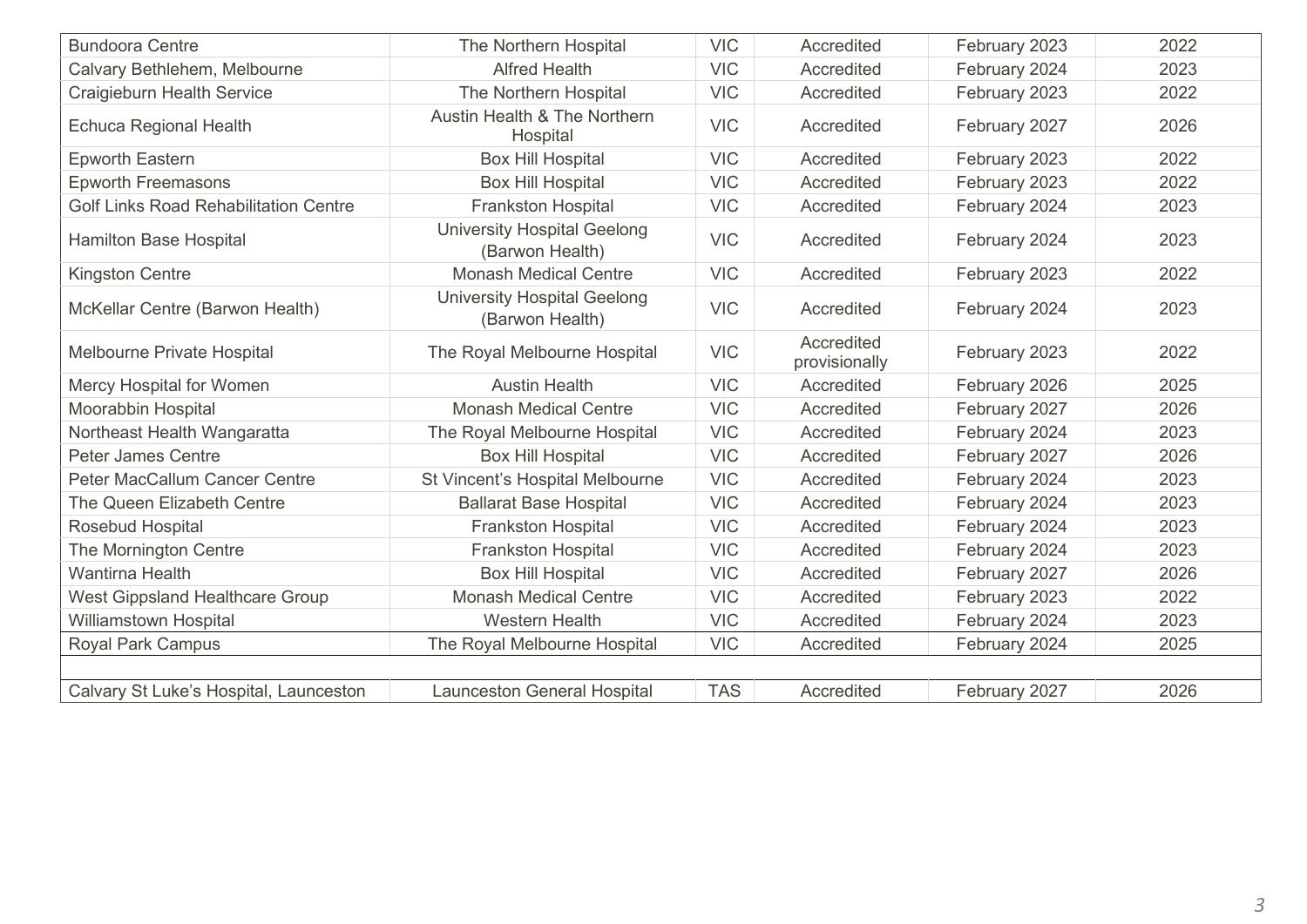| | | | | | |
|---|---|---|---|---|---|
| Bundoora Centre | The Northern Hospital | VIC | Accredited | February 2023 | 2022 |
| Calvary Bethlehem, Melbourne | Alfred Health | VIC | Accredited | February 2024 | 2023 |
| Craigieburn Health Service | The Northern Hospital | VIC | Accredited | February 2023 | 2022 |
| Echuca Regional Health | Austin Health & The Northern Hospital | VIC | Accredited | February 2027 | 2026 |
| Epworth Eastern | Box Hill Hospital | VIC | Accredited | February 2023 | 2022 |
| Epworth Freemasons | Box Hill Hospital | VIC | Accredited | February 2023 | 2022 |
| Golf Links Road Rehabilitation Centre | Frankston Hospital | VIC | Accredited | February 2024 | 2023 |
| Hamilton Base Hospital | University Hospital Geelong (Barwon Health) | VIC | Accredited | February 2024 | 2023 |
| Kingston Centre | Monash Medical Centre | VIC | Accredited | February 2023 | 2022 |
| McKellar Centre (Barwon Health) | University Hospital Geelong (Barwon Health) | VIC | Accredited | February 2024 | 2023 |
| Melbourne Private Hospital | The Royal Melbourne Hospital | VIC | Accredited provisionally | February 2023 | 2022 |
| Mercy Hospital for Women | Austin Health | VIC | Accredited | February 2026 | 2025 |
| Moorabbin Hospital | Monash Medical Centre | VIC | Accredited | February 2027 | 2026 |
| Northeast Health Wangaratta | The Royal Melbourne Hospital | VIC | Accredited | February 2024 | 2023 |
| Peter James Centre | Box Hill Hospital | VIC | Accredited | February 2027 | 2026 |
| Peter MacCallum Cancer Centre | St Vincent's Hospital Melbourne | VIC | Accredited | February 2024 | 2023 |
| The Queen Elizabeth Centre | Ballarat Base Hospital | VIC | Accredited | February 2024 | 2023 |
| Rosebud Hospital | Frankston Hospital | VIC | Accredited | February 2024 | 2023 |
| The Mornington Centre | Frankston Hospital | VIC | Accredited | February 2024 | 2023 |
| Wantirna Health | Box Hill Hospital | VIC | Accredited | February 2027 | 2026 |
| West Gippsland Healthcare Group | Monash Medical Centre | VIC | Accredited | February 2023 | 2022 |
| Williamstown Hospital | Western Health | VIC | Accredited | February 2024 | 2023 |
| Royal Park Campus | The Royal Melbourne Hospital | VIC | Accredited | February 2024 | 2025 |
| | | | | | |
| Calvary St Luke's Hospital, Launceston | Launceston General Hospital | TAS | Accredited | February 2027 | 2026 |